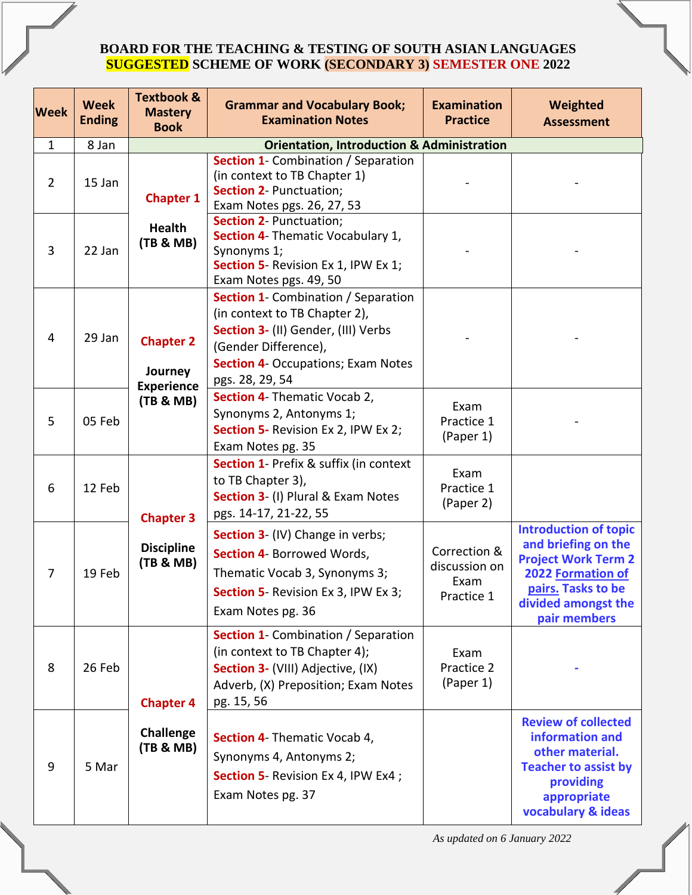**BOARD FOR THE TEACHING & TESTING OF SOUTH ASIAN LANGUAGES**
**SUGGESTED SCHEME OF WORK (SECONDARY 3) SEMESTER ONE 2022**

| Week | Week Ending | Textbook & Mastery Book | Grammar and Vocabulary Book; Examination Notes | Examination Practice | Weighted Assessment |
|---|---|---|---|---|---|
| 1 | 8 Jan | Orientation, Introduction & Administration | | | |
| 2 | 15 Jan | **Chapter 1** **Health (TB & MB)** | Section 1- Combination / Separation (in context to TB Chapter 1) Section 2- Punctuation; Exam Notes pgs. 26, 27, 53 | - | - |
| 3 | 22 Jan | | Section 2- Punctuation; Section 4- Thematic Vocabulary 1, Synonyms 1; Section 5- Revision Ex 1, IPW Ex 1; Exam Notes pgs. 49, 50 | - | - |
| 4 | 29 Jan | **Chapter 2** **Journey Experience (TB & MB)** | Section 1- Combination / Separation (in context to TB Chapter 2), Section 3- (II) Gender, (III) Verbs (Gender Difference), Section 4- Occupations; Exam Notes pgs. 28, 29, 54 | - | - |
| 5 | 05 Feb | | Section 4- Thematic Vocab 2, Synonyms 2, Antonyms 1; Section 5- Revision Ex 2, IPW Ex 2; Exam Notes pg. 35 | Exam Practice 1 (Paper 1) | - |
| 6 | 12 Feb | **Chapter 3** **Discipline (TB & MB)** | Section 1- Prefix & suffix (in context to TB Chapter 3), Section 3- (I) Plural & Exam Notes pgs. 14-17, 21-22, 55 | Exam Practice 1 (Paper 2) | |
| 7 | 19 Feb | | Section 3- (IV) Change in verbs; Section 4- Borrowed Words, Thematic Vocab 3, Synonyms 3; Section 5- Revision Ex 3, IPW Ex 3; Exam Notes pg. 36 | Correction & discussion on Exam Practice 1 | **Introduction of topic and briefing on the Project Work Term 2 2022 Formation of pairs. Tasks to be divided amongst the pair members** |
| 8 | 26 Feb | **Chapter 4** **Challenge (TB & MB)** | Section 1- Combination / Separation (in context to TB Chapter 4); Section 3- (VIII) Adjective, (IX) Adverb, (X) Preposition; Exam Notes pg. 15, 56 | Exam Practice 2 (Paper 1) | - |
| 9 | 5 Mar | | Section 4- Thematic Vocab 4, Synonyms 4, Antonyms 2; Section 5- Revision Ex 4, IPW Ex4 ; Exam Notes pg. 37 | | **Review of collected information and other material. Teacher to assist by providing appropriate vocabulary & ideas** |

*As updated on 6 January 2022*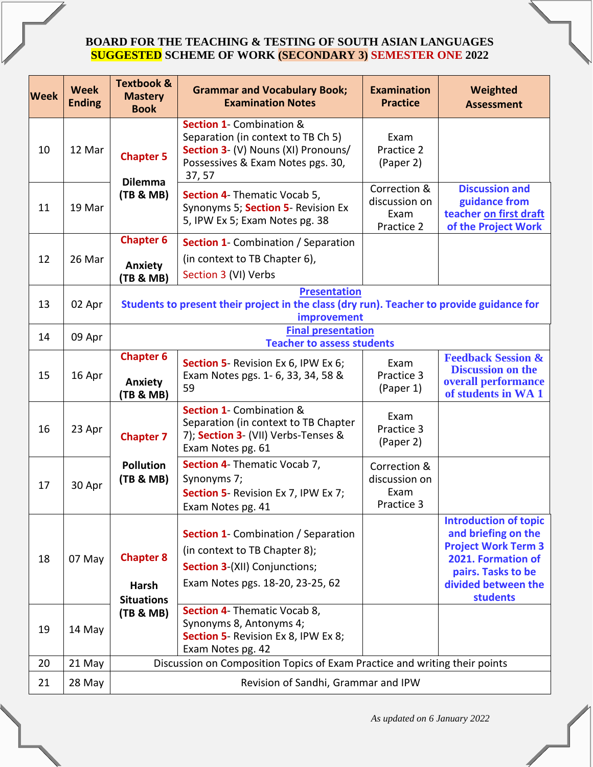**BOARD FOR THE TEACHING & TESTING OF SOUTH ASIAN LANGUAGES**
**SUGGESTED SCHEME OF WORK (SECONDARY 3) SEMESTER ONE 2022**

| Week | Week Ending | Textbook & Mastery Book | Grammar and Vocabulary Book; Examination Notes | Examination Practice | Weighted Assessment |
|---|---|---|---|---|---|
| 10 | 12 Mar | Chapter 5<br><br>Dilemma (TB & MB) | Section 1- Combination & Separation (in context to TB Ch 5) Section 3- (V) Nouns (XI) Pronouns/ Possessives & Exam Notes pgs. 30, 37, 57 | Exam Practice 2 (Paper 2) | |
| 11 | 19 Mar | | Section 4- Thematic Vocab 5, Synonyms 5; Section 5- Revision Ex 5, IPW Ex 5; Exam Notes pg. 38 | Correction & discussion on Exam Practice 2 | Discussion and guidance from teacher on first draft of the Project Work |
| 12 | 26 Mar | Chapter 6<br><br>Anxiety (TB & MB) | Section 1- Combination / Separation (in context to TB Chapter 6), Section 3 (VI) Verbs | | |
| 13 | 02 Apr | Presentation<br>Students to present their project in the class (dry run). Teacher to provide guidance for improvement | | | |
| 14 | 09 Apr | Final presentation<br>Teacher to assess students | | | |
| 15 | 16 Apr | Chapter 6<br><br>Anxiety (TB & MB) | Section 5- Revision Ex 6, IPW Ex 6; Exam Notes pgs. 1- 6, 33, 34, 58 & 59 | Exam Practice 3 (Paper 1) | Feedback Session & Discussion on the overall performance of students in WA 1 |
| 16 | 23 Apr | Chapter 7<br><br>Pollution (TB & MB) | Section 1- Combination & Separation (in context to TB Chapter 7); Section 3- (VII) Verbs-Tenses & Exam Notes pg. 61 | Exam Practice 3 (Paper 2) | |
| 17 | 30 Apr | | Section 4- Thematic Vocab 7, Synonyms 7;<br>Section 5- Revision Ex 7, IPW Ex 7; Exam Notes pg. 41 | Correction & discussion on Exam Practice 3 | |
| 18 | 07 May | Chapter 8<br><br>Harsh Situations (TB & MB) | Section 1- Combination / Separation (in context to TB Chapter 8);<br>Section 3-(XII) Conjunctions;<br>Exam Notes pgs. 18-20, 23-25, 62 | | Introduction of topic and briefing on the Project Work Term 3 2021. Formation of pairs. Tasks to be divided between the students |
| 19 | 14 May | | Section 4- Thematic Vocab 8, Synonyms 8, Antonyms 4;<br>Section 5- Revision Ex 8, IPW Ex 8; Exam Notes pg. 42 | | |
| 20 | 21 May | Discussion on Composition Topics of Exam Practice and writing their points | | | |
| 21 | 28 May | Revision of Sandhi, Grammar and IPW | | | |

*As updated on 6 January 2022*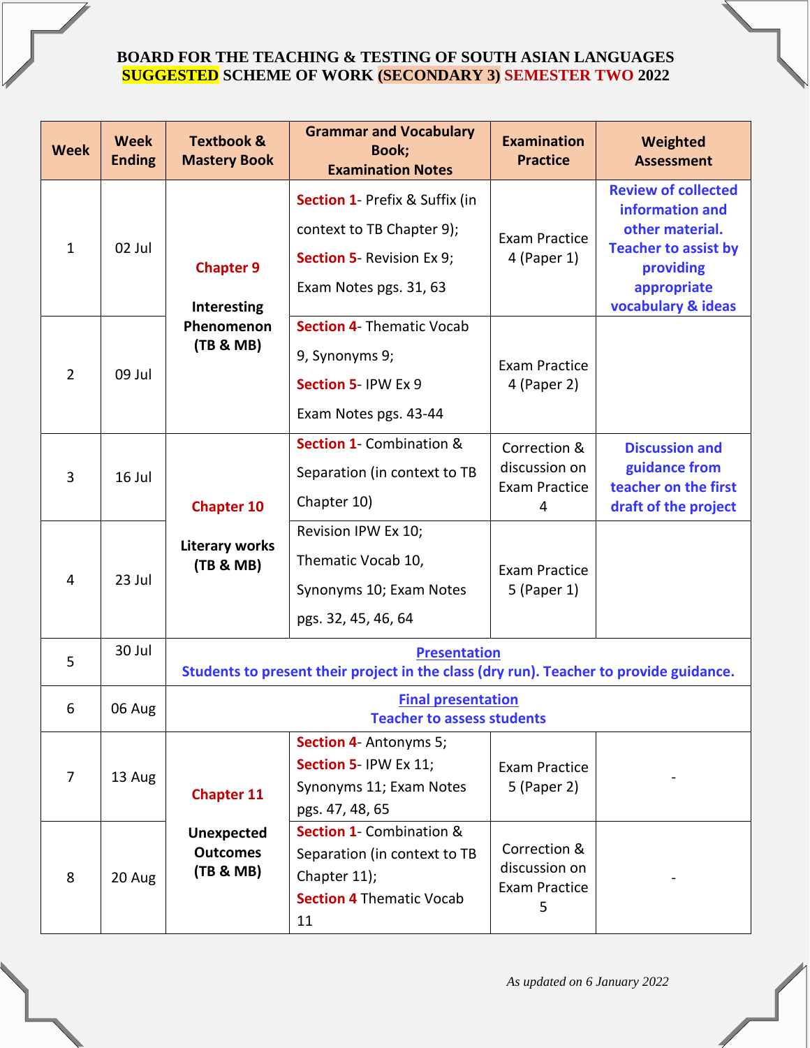**BOARD FOR THE TEACHING & TESTING OF SOUTH ASIAN LANGUAGES**
**SUGGESTED SCHEME OF WORK (SECONDARY 3) SEMESTER TWO 2022**

| Week | Week Ending | Textbook & Mastery Book | Grammar and Vocabulary Book; Examination Notes | Examination Practice | Weighted Assessment |
|---|---|---|---|---|---|
| 1 | 02 Jul | **Chapter 9** **Interesting Phenomenon (TB & MB)** | **Section 1**- Prefix & Suffix (in context to TB Chapter 9); **Section 5**- Revision Ex 9; Exam Notes pgs. 31, 63 | Exam Practice 4 (Paper 1) | **Review of collected information and other material. Teacher to assist by providing appropriate vocabulary & ideas** |
| 2 | 09 Jul | | **Section 4**- Thematic Vocab 9, Synonyms 9; **Section 5**- IPW Ex 9 Exam Notes pgs. 43-44 | Exam Practice 4 (Paper 2) | |
| 3 | 16 Jul | **Chapter 10** **Literary works (TB & MB)** | **Section 1**- Combination & Separation (in context to TB Chapter 10) | Correction & discussion on Exam Practice 4 | **Discussion and guidance from teacher on the first draft of the project** |
| 4 | 23 Jul | | Revision IPW Ex 10; Thematic Vocab 10, Synonyms 10; Exam Notes pgs. 32, 45, 46, 64 | Exam Practice 5 (Paper 1) | |
| 5 | 30 Jul | **Presentation** **Students to present their project in the class (dry run). Teacher to provide guidance.** | | | |
| 6 | 06 Aug | **Final presentation** **Teacher to assess students** | | | |
| 7 | 13 Aug | **Chapter 11** **Unexpected Outcomes (TB & MB)** | **Section 4**- Antonyms 5; **Section 5**- IPW Ex 11; Synonyms 11; Exam Notes pgs. 47, 48, 65 | Exam Practice 5 (Paper 2) | - |
| 8 | 20 Aug | | **Section 1**- Combination & Separation (in context to TB Chapter 11); **Section 4** Thematic Vocab 11 | Correction & discussion on Exam Practice 5 | - |

*As updated on 6 January 2022*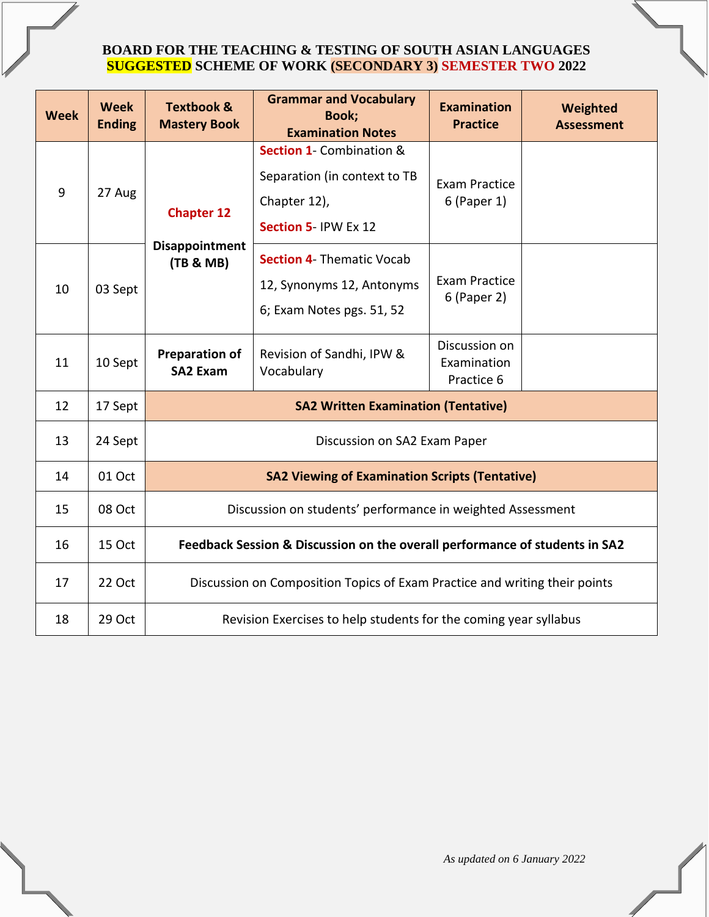**BOARD FOR THE TEACHING & TESTING OF SOUTH ASIAN LANGUAGES**
**SUGGESTED SCHEME OF WORK (SECONDARY 3) SEMESTER TWO 2022**

| Week | Week Ending | Textbook & Mastery Book | Grammar and Vocabulary Book; Examination Notes | Examination Practice | Weighted Assessment |
|---|---|---|---|---|---|
| 9 | 27 Aug | **Chapter 12** **Disappointment (TB & MB)** | **Section 1**- Combination & Separation (in context to TB Chapter 12), **Section 5**- IPW Ex 12 | Exam Practice 6 (Paper 1) | |
| 10 | 03 Sept | | **Section 4**- Thematic Vocab 12, Synonyms 12, Antonyms 6; Exam Notes pgs. 51, 52 | Exam Practice 6 (Paper 2) | |
| 11 | 10 Sept | **Preparation of SA2 Exam** | Revision of Sandhi, IPW & Vocabulary | Discussion on Examination Practice 6 | |
| 12 | 17 Sept | **SA2 Written Examination (Tentative)** | | | |
| 13 | 24 Sept | Discussion on SA2 Exam Paper | | | |
| 14 | 01 Oct | **SA2 Viewing of Examination Scripts (Tentative)** | | | |
| 15 | 08 Oct | Discussion on students' performance in weighted Assessment | | | |
| 16 | 15 Oct | **Feedback Session & Discussion on the overall performance of students in SA2** | | | |
| 17 | 22 Oct | Discussion on Composition Topics of Exam Practice and writing their points | | | |
| 18 | 29 Oct | Revision Exercises to help students for the coming year syllabus | | | |

*As updated on 6 January 2022*